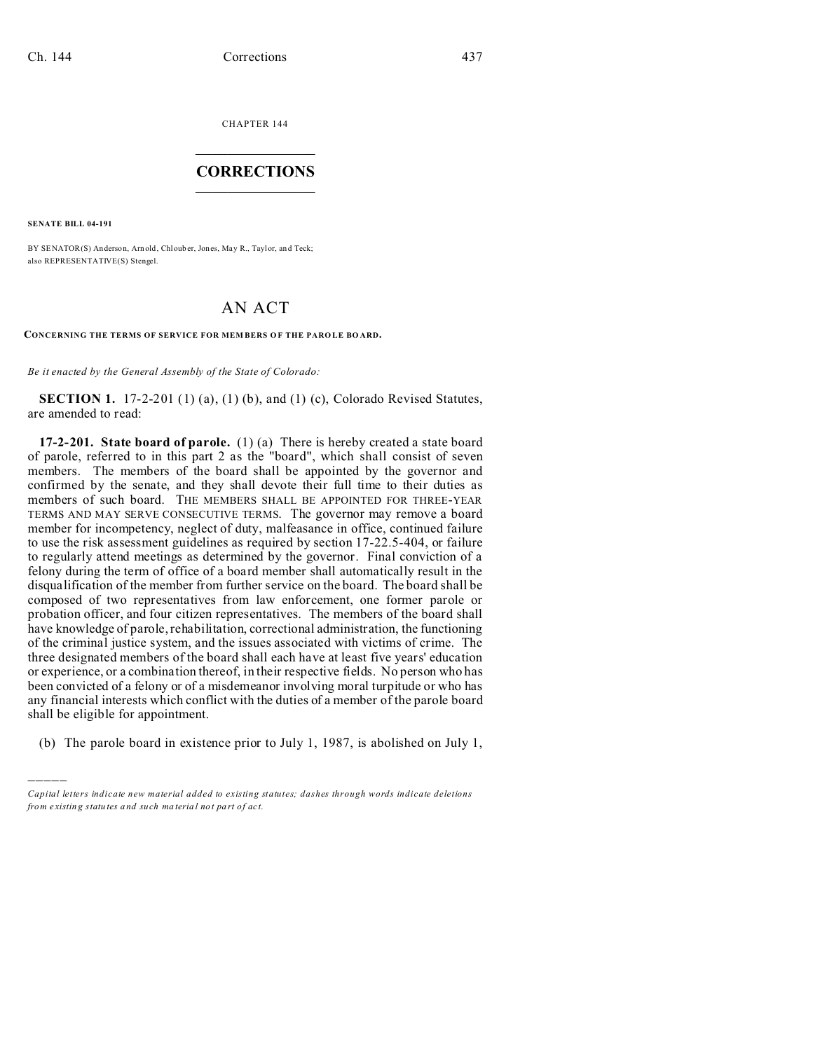CHAPTER 144

# CORRECTIONS

**SENATE BILL 04-191**

BY SENATOR(S) Anderson, Arnold, Chlouber, Jones, May R., Taylor, and Teck;
also REPRESENTATIVE(S) Stengel.

## AN ACT

**CONCERNING THE TERMS OF SERVICE FOR MEMBERS OF THE PAROLE BOARD.**

*Be it enacted by the General Assembly of the State of Colorado:*

**SECTION 1.** 17-2-201 (1) (a), (1) (b), and (1) (c), Colorado Revised Statutes, are amended to read:

**17-2-201. State board of parole.** (1) (a) There is hereby created a state board of parole, referred to in this part 2 as the "board", which shall consist of seven members. The members of the board shall be appointed by the governor and confirmed by the senate, and they shall devote their full time to their duties as members of such board. THE MEMBERS SHALL BE APPOINTED FOR THREE-YEAR TERMS AND MAY SERVE CONSECUTIVE TERMS. The governor may remove a board member for incompetency, neglect of duty, malfeasance in office, continued failure to use the risk assessment guidelines as required by section 17-22.5-404, or failure to regularly attend meetings as determined by the governor. Final conviction of a felony during the term of office of a board member shall automatically result in the disqualification of the member from further service on the board. The board shall be composed of two representatives from law enforcement, one former parole or probation officer, and four citizen representatives. The members of the board shall have knowledge of parole, rehabilitation, correctional administration, the functioning of the criminal justice system, and the issues associated with victims of crime. The three designated members of the board shall each have at least five years' education or experience, or a combination thereof, in their respective fields. No person who has been convicted of a felony or of a misdemeanor involving moral turpitude or who has any financial interests which conflict with the duties of a member of the parole board shall be eligible for appointment.

(b) The parole board in existence prior to July 1, 1987, is abolished on July 1,

---

*Capital letters indicate new material added to existing statutes; dashes through words indicate deletions from existing statutes and such material not part of act.*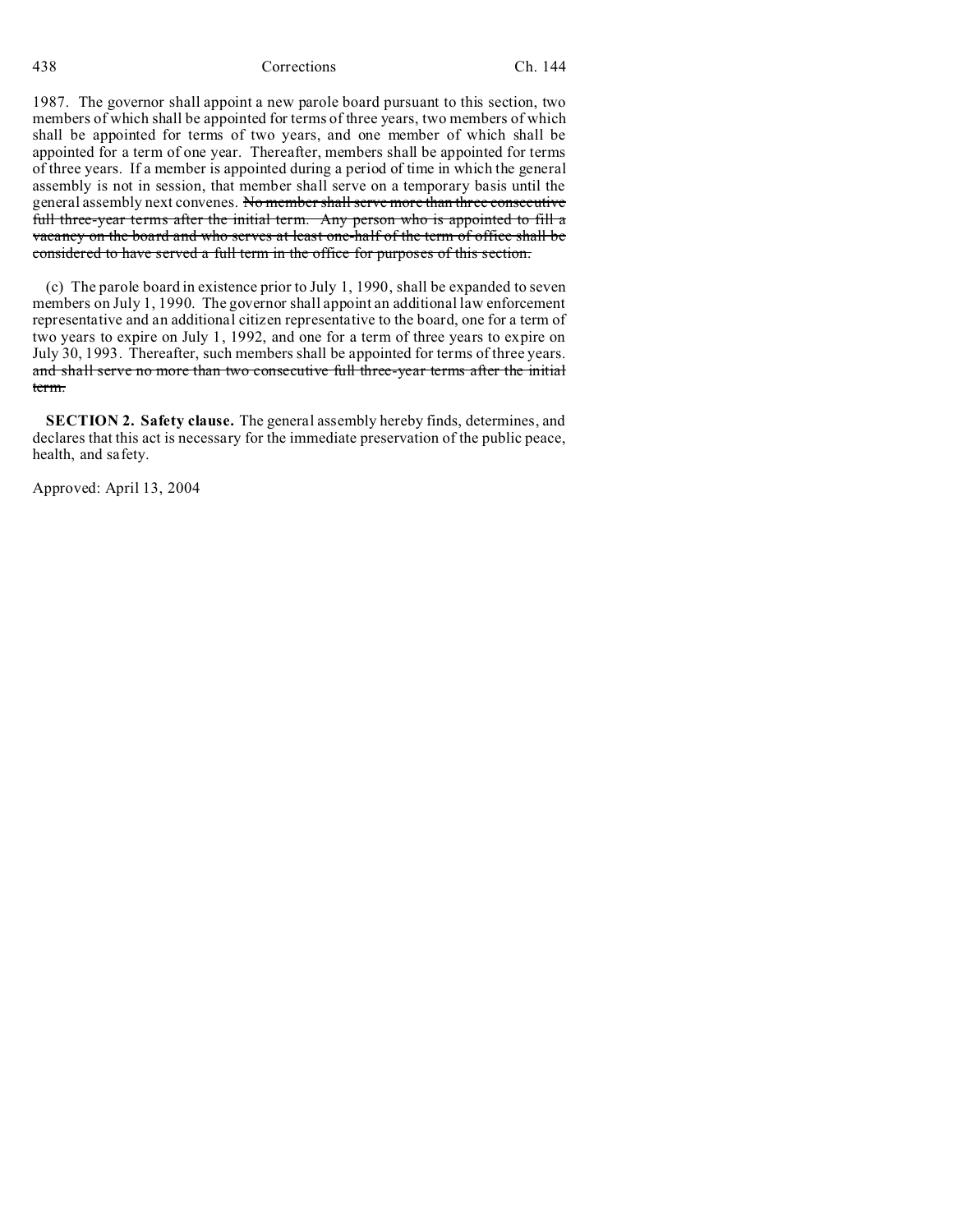1987. The governor shall appoint a new parole board pursuant to this section, two members of which shall be appointed for terms of three years, two members of which shall be appointed for terms of two years, and one member of which shall be appointed for a term of one year. Thereafter, members shall be appointed for terms of three years. If a member is appointed during a period of time in which the general assembly is not in session, that member shall serve on a temporary basis until the general assembly next convenes. ~~No member shall serve more than three consecutive full three-year terms after the initial term. Any person who is appointed to fill a vacancy on the board and who serves at least one-half of the term of office shall be considered to have served a full term in the office for purposes of this section.~~

(c) The parole board in existence prior to July 1, 1990, shall be expanded to seven members on July 1, 1990. The governor shall appoint an additional law enforcement representative and an additional citizen representative to the board, one for a term of two years to expire on July 1, 1992, and one for a term of three years to expire on July 30, 1993. Thereafter, such members shall be appointed for terms of three years. ~~and shall serve no more than two consecutive full three-year terms after the initial term.~~

**SECTION 2. Safety clause.** The general assembly hereby finds, determines, and declares that this act is necessary for the immediate preservation of the public peace, health, and safety.

Approved: April 13, 2004